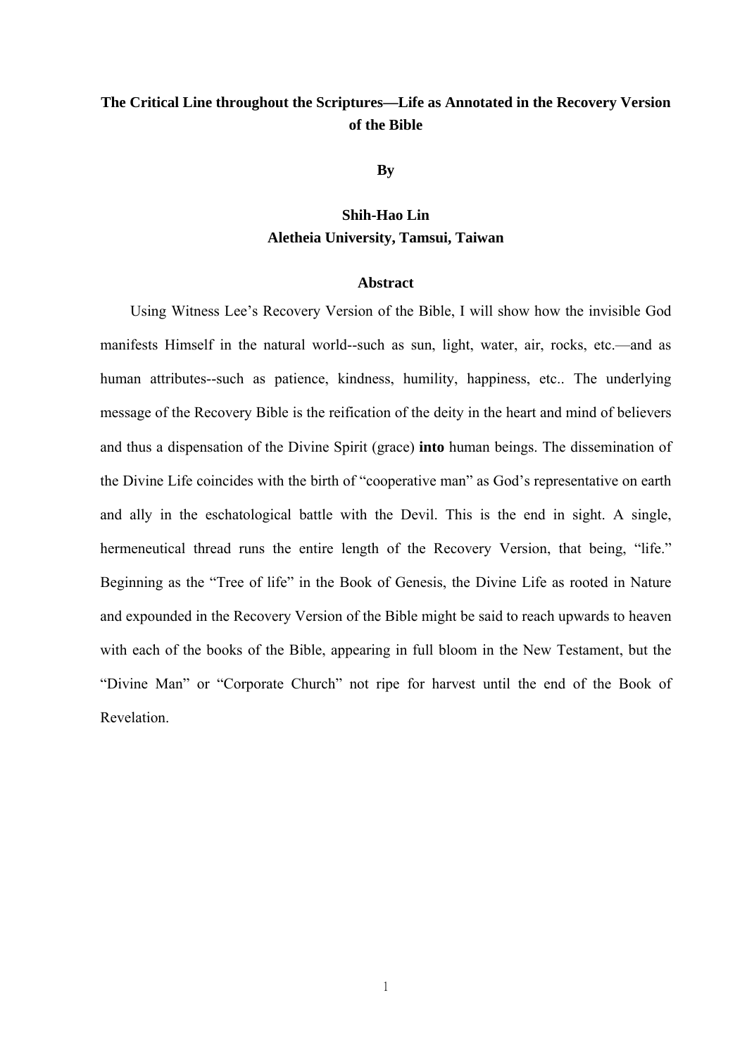# The Critical Line throughout the Scriptures—Life as Annotated in the Recovery Version of the Bible

**By**

**Shih-Hao Lin**
**Aletheia University, Tamsui, Taiwan**

## Abstract

Using Witness Lee's Recovery Version of the Bible, I will show how the invisible God manifests Himself in the natural world--such as sun, light, water, air, rocks, etc.—and as human attributes--such as patience, kindness, humility, happiness, etc.. The underlying message of the Recovery Bible is the reification of the deity in the heart and mind of believers and thus a dispensation of the Divine Spirit (grace) **into** human beings. The dissemination of the Divine Life coincides with the birth of "cooperative man" as God's representative on earth and ally in the eschatological battle with the Devil. This is the end in sight. A single, hermeneutical thread runs the entire length of the Recovery Version, that being, "life." Beginning as the "Tree of life" in the Book of Genesis, the Divine Life as rooted in Nature and expounded in the Recovery Version of the Bible might be said to reach upwards to heaven with each of the books of the Bible, appearing in full bloom in the New Testament, but the "Divine Man" or "Corporate Church" not ripe for harvest until the end of the Book of Revelation.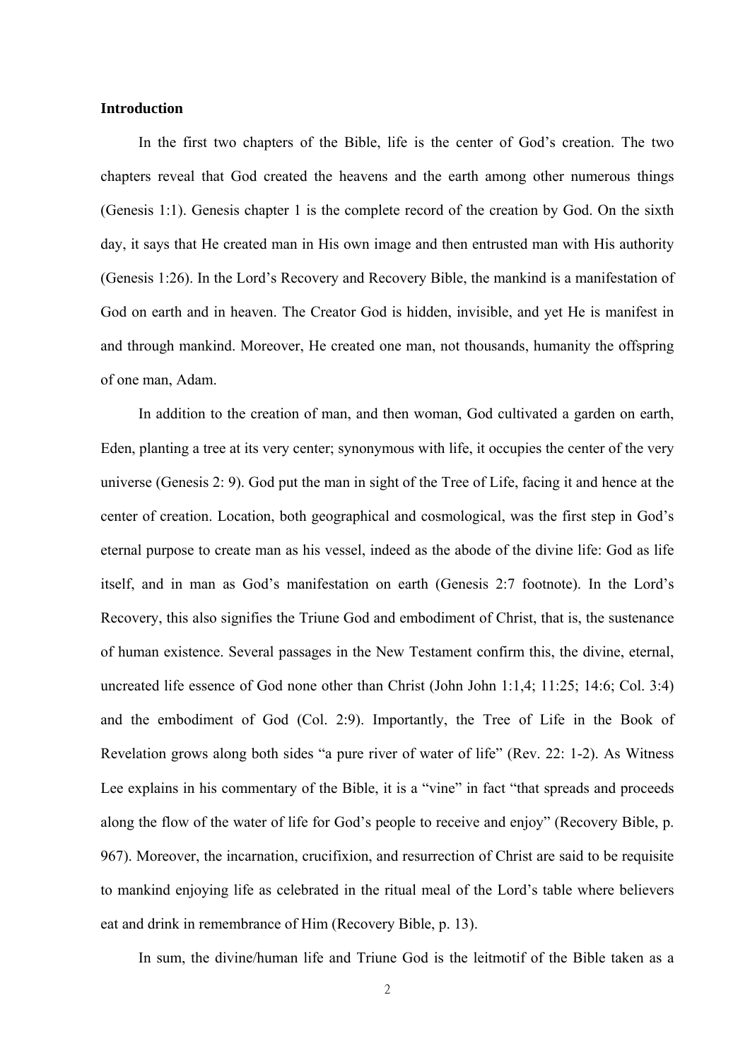**Introduction**

In the first two chapters of the Bible, life is the center of God's creation. The two chapters reveal that God created the heavens and the earth among other numerous things (Genesis 1:1). Genesis chapter 1 is the complete record of the creation by God. On the sixth day, it says that He created man in His own image and then entrusted man with His authority (Genesis 1:26). In the Lord's Recovery and Recovery Bible, the mankind is a manifestation of God on earth and in heaven. The Creator God is hidden, invisible, and yet He is manifest in and through mankind. Moreover, He created one man, not thousands, humanity the offspring of one man, Adam.

In addition to the creation of man, and then woman, God cultivated a garden on earth, Eden, planting a tree at its very center; synonymous with life, it occupies the center of the very universe (Genesis 2: 9). God put the man in sight of the Tree of Life, facing it and hence at the center of creation. Location, both geographical and cosmological, was the first step in God's eternal purpose to create man as his vessel, indeed as the abode of the divine life: God as life itself, and in man as God's manifestation on earth (Genesis 2:7 footnote). In the Lord's Recovery, this also signifies the Triune God and embodiment of Christ, that is, the sustenance of human existence. Several passages in the New Testament confirm this, the divine, eternal, uncreated life essence of God none other than Christ (John John 1:1,4; 11:25; 14:6; Col. 3:4) and the embodiment of God (Col. 2:9). Importantly, the Tree of Life in the Book of Revelation grows along both sides "a pure river of water of life" (Rev. 22: 1-2). As Witness Lee explains in his commentary of the Bible, it is a "vine" in fact "that spreads and proceeds along the flow of the water of life for God's people to receive and enjoy" (Recovery Bible, p. 967). Moreover, the incarnation, crucifixion, and resurrection of Christ are said to be requisite to mankind enjoying life as celebrated in the ritual meal of the Lord's table where believers eat and drink in remembrance of Him (Recovery Bible, p. 13).

In sum, the divine/human life and Triune God is the leitmotif of the Bible taken as a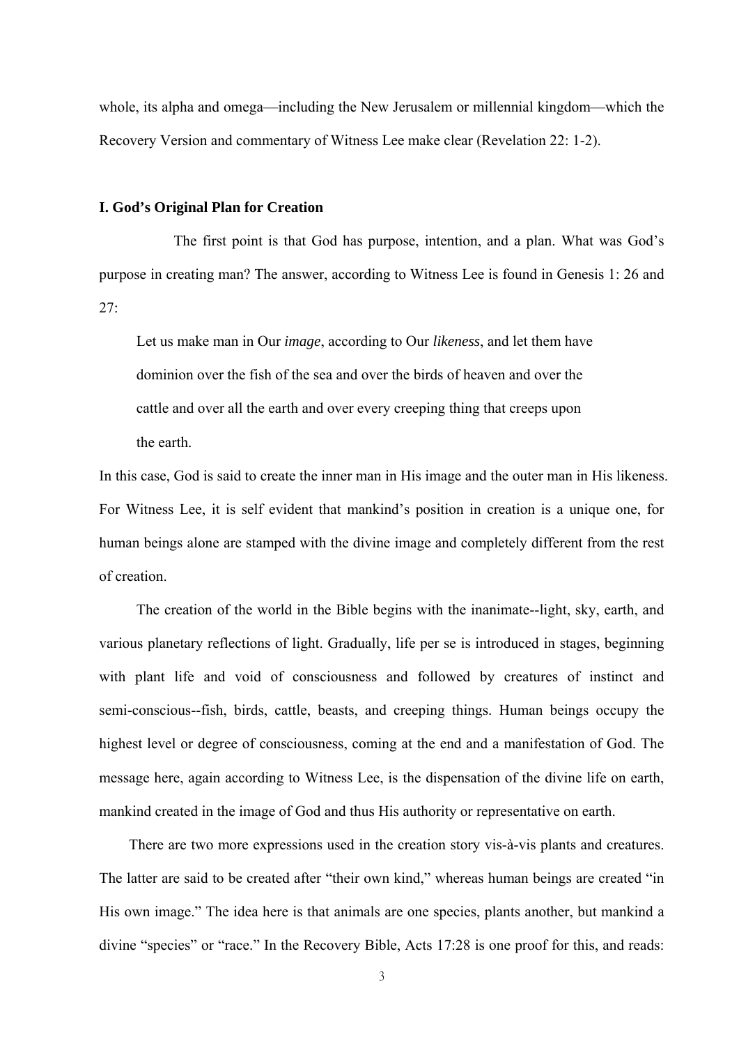whole, its alpha and omega—including the New Jerusalem or millennial kingdom—which the Recovery Version and commentary of Witness Lee make clear (Revelation 22: 1-2).

**I. God's Original Plan for Creation**

The first point is that God has purpose, intention, and a plan. What was God's purpose in creating man? The answer, according to Witness Lee is found in Genesis 1: 26 and 27:

> Let us make man in Our *image*, according to Our *likeness*, and let them have dominion over the fish of the sea and over the birds of heaven and over the cattle and over all the earth and over every creeping thing that creeps upon the earth.

In this case, God is said to create the inner man in His image and the outer man in His likeness. For Witness Lee, it is self evident that mankind's position in creation is a unique one, for human beings alone are stamped with the divine image and completely different from the rest of creation.

The creation of the world in the Bible begins with the inanimate--light, sky, earth, and various planetary reflections of light. Gradually, life per se is introduced in stages, beginning with plant life and void of consciousness and followed by creatures of instinct and semi-conscious--fish, birds, cattle, beasts, and creeping things. Human beings occupy the highest level or degree of consciousness, coming at the end and a manifestation of God. The message here, again according to Witness Lee, is the dispensation of the divine life on earth, mankind created in the image of God and thus His authority or representative on earth.

There are two more expressions used in the creation story vis-à-vis plants and creatures. The latter are said to be created after "their own kind," whereas human beings are created "in His own image." The idea here is that animals are one species, plants another, but mankind a divine "species" or "race." In the Recovery Bible, Acts 17:28 is one proof for this, and reads: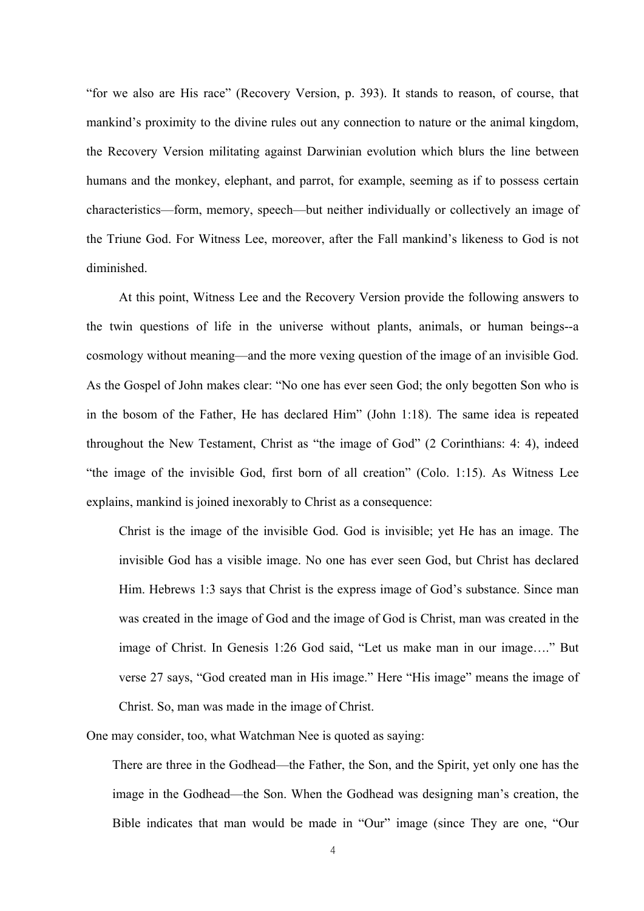"for we also are His race" (Recovery Version, p. 393). It stands to reason, of course, that mankind's proximity to the divine rules out any connection to nature or the animal kingdom, the Recovery Version militating against Darwinian evolution which blurs the line between humans and the monkey, elephant, and parrot, for example, seeming as if to possess certain characteristics—form, memory, speech—but neither individually or collectively an image of the Triune God. For Witness Lee, moreover, after the Fall mankind's likeness to God is not diminished.

At this point, Witness Lee and the Recovery Version provide the following answers to the twin questions of life in the universe without plants, animals, or human beings--a cosmology without meaning—and the more vexing question of the image of an invisible God. As the Gospel of John makes clear: "No one has ever seen God; the only begotten Son who is in the bosom of the Father, He has declared Him" (John 1:18). The same idea is repeated throughout the New Testament, Christ as "the image of God" (2 Corinthians: 4: 4), indeed "the image of the invisible God, first born of all creation" (Colo. 1:15). As Witness Lee explains, mankind is joined inexorably to Christ as a consequence:

> Christ is the image of the invisible God. God is invisible; yet He has an image. The invisible God has a visible image. No one has ever seen God, but Christ has declared Him. Hebrews 1:3 says that Christ is the express image of God's substance. Since man was created in the image of God and the image of God is Christ, man was created in the image of Christ. In Genesis 1:26 God said, "Let us make man in our image…." But verse 27 says, "God created man in His image." Here "His image" means the image of Christ. So, man was made in the image of Christ.

One may consider, too, what Watchman Nee is quoted as saying:

> There are three in the Godhead—the Father, the Son, and the Spirit, yet only one has the image in the Godhead—the Son. When the Godhead was designing man's creation, the Bible indicates that man would be made in "Our" image (since They are one, "Our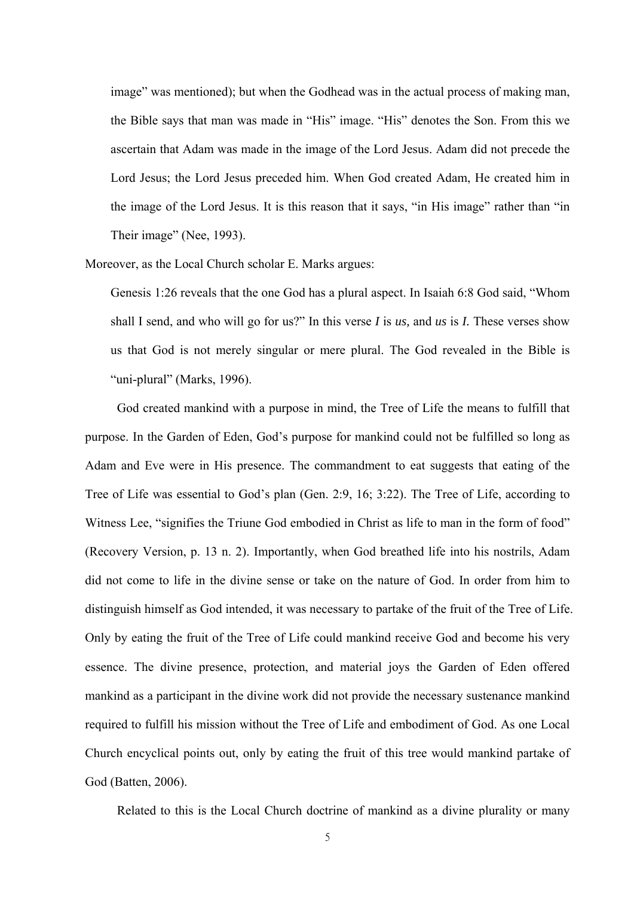> image" was mentioned); but when the Godhead was in the actual process of making man, the Bible says that man was made in "His" image. "His" denotes the Son. From this we ascertain that Adam was made in the image of the Lord Jesus. Adam did not precede the Lord Jesus; the Lord Jesus preceded him. When God created Adam, He created him in the image of the Lord Jesus. It is this reason that it says, "in His image" rather than "in Their image" (Nee, 1993).

Moreover, as the Local Church scholar E. Marks argues:

> Genesis 1:26 reveals that the one God has a plural aspect. In Isaiah 6:8 God said, "Whom shall I send, and who will go for us?" In this verse *I* is *us,* and *us* is *I.* These verses show us that God is not merely singular or mere plural. The God revealed in the Bible is "uni-plural" (Marks, 1996).

God created mankind with a purpose in mind, the Tree of Life the means to fulfill that purpose. In the Garden of Eden, God's purpose for mankind could not be fulfilled so long as Adam and Eve were in His presence. The commandment to eat suggests that eating of the Tree of Life was essential to God's plan (Gen. 2:9, 16; 3:22). The Tree of Life, according to Witness Lee, "signifies the Triune God embodied in Christ as life to man in the form of food" (Recovery Version, p. 13 n. 2). Importantly, when God breathed life into his nostrils, Adam did not come to life in the divine sense or take on the nature of God. In order from him to distinguish himself as God intended, it was necessary to partake of the fruit of the Tree of Life. Only by eating the fruit of the Tree of Life could mankind receive God and become his very essence. The divine presence, protection, and material joys the Garden of Eden offered mankind as a participant in the divine work did not provide the necessary sustenance mankind required to fulfill his mission without the Tree of Life and embodiment of God. As one Local Church encyclical points out, only by eating the fruit of this tree would mankind partake of God (Batten, 2006).

Related to this is the Local Church doctrine of mankind as a divine plurality or many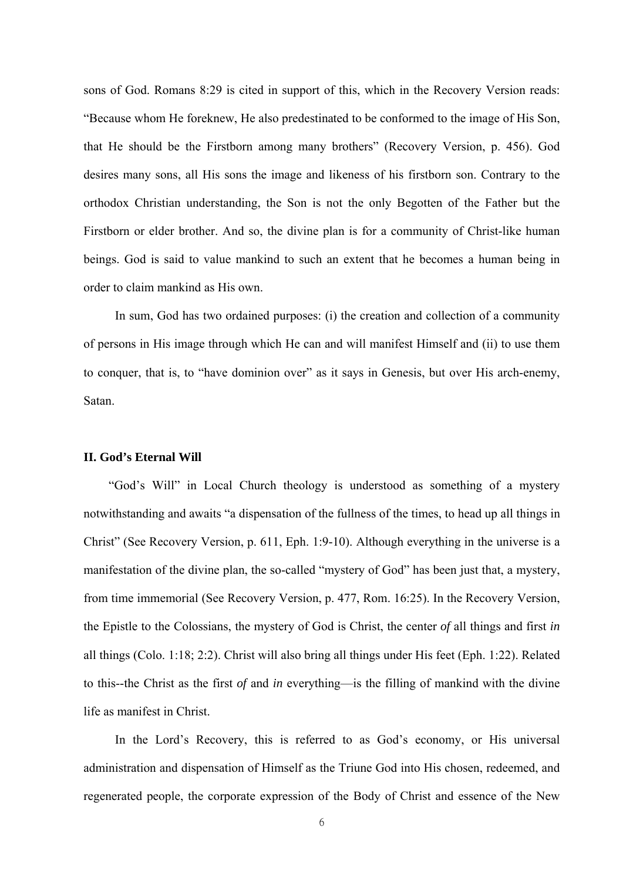sons of God. Romans 8:29 is cited in support of this, which in the Recovery Version reads: "Because whom He foreknew, He also predestinated to be conformed to the image of His Son, that He should be the Firstborn among many brothers" (Recovery Version, p. 456). God desires many sons, all His sons the image and likeness of his firstborn son. Contrary to the orthodox Christian understanding, the Son is not the only Begotten of the Father but the Firstborn or elder brother. And so, the divine plan is for a community of Christ-like human beings. God is said to value mankind to such an extent that he becomes a human being in order to claim mankind as His own.

In sum, God has two ordained purposes: (i) the creation and collection of a community of persons in His image through which He can and will manifest Himself and (ii) to use them to conquer, that is, to "have dominion over" as it says in Genesis, but over His arch-enemy, Satan.

**II. God's Eternal Will**

"God's Will" in Local Church theology is understood as something of a mystery notwithstanding and awaits "a dispensation of the fullness of the times, to head up all things in Christ" (See Recovery Version, p. 611, Eph. 1:9-10). Although everything in the universe is a manifestation of the divine plan, the so-called "mystery of God" has been just that, a mystery, from time immemorial (See Recovery Version, p. 477, Rom. 16:25). In the Recovery Version, the Epistle to the Colossians, the mystery of God is Christ, the center *of* all things and first *in* all things (Colo. 1:18; 2:2). Christ will also bring all things under His feet (Eph. 1:22). Related to this--the Christ as the first *of* and *in* everything—is the filling of mankind with the divine life as manifest in Christ.

In the Lord's Recovery, this is referred to as God's economy, or His universal administration and dispensation of Himself as the Triune God into His chosen, redeemed, and regenerated people, the corporate expression of the Body of Christ and essence of the New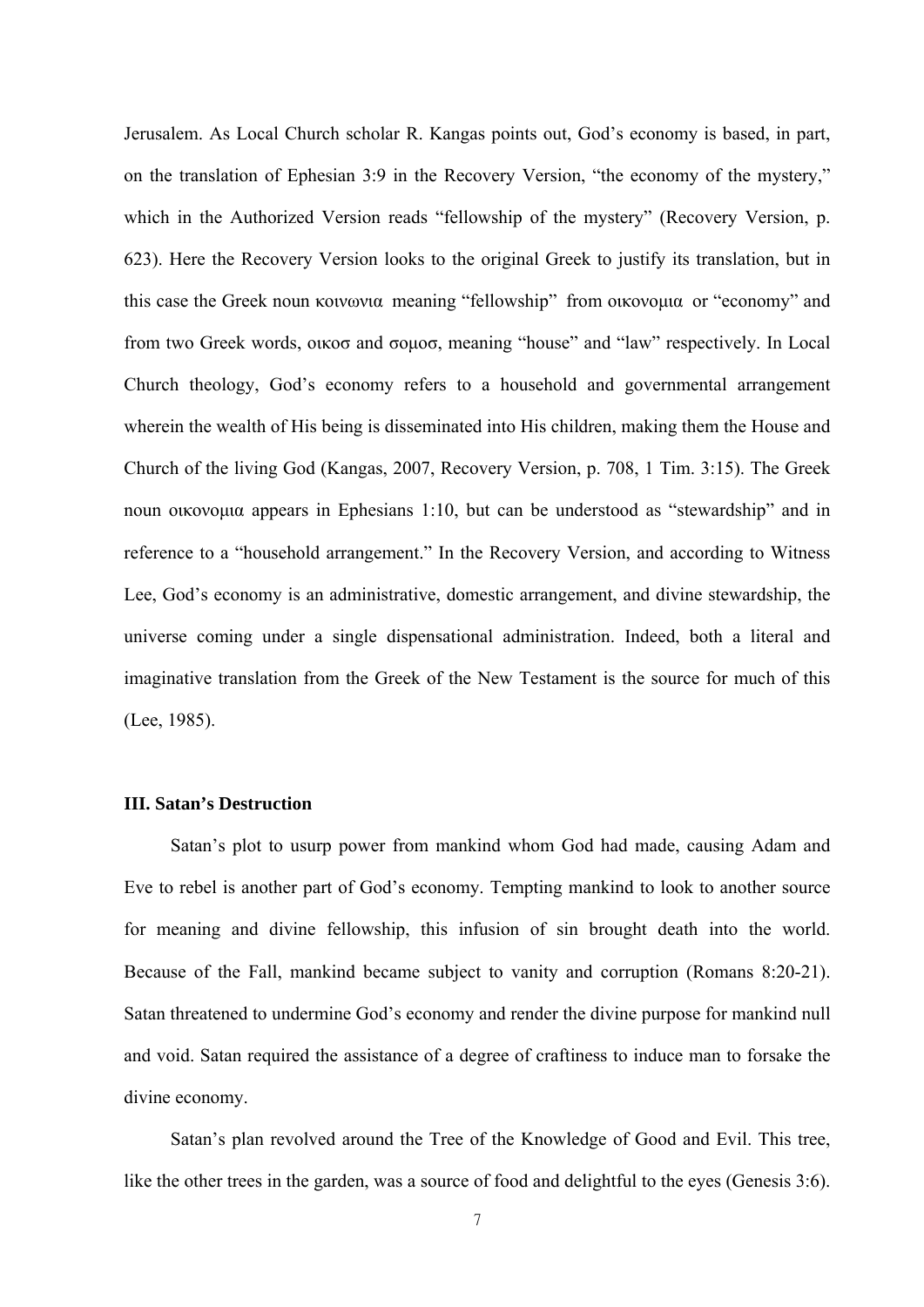Jerusalem. As Local Church scholar R. Kangas points out, God's economy is based, in part, on the translation of Ephesian 3:9 in the Recovery Version, "the economy of the mystery," which in the Authorized Version reads "fellowship of the mystery" (Recovery Version, p. 623). Here the Recovery Version looks to the original Greek to justify its translation, but in this case the Greek noun κοινωνια meaning "fellowship" from οικονομια or "economy" and from two Greek words, οικοσ and σομοσ, meaning "house" and "law" respectively. In Local Church theology, God's economy refers to a household and governmental arrangement wherein the wealth of His being is disseminated into His children, making them the House and Church of the living God (Kangas, 2007, Recovery Version, p. 708, 1 Tim. 3:15). The Greek noun οικονομια appears in Ephesians 1:10, but can be understood as "stewardship" and in reference to a "household arrangement." In the Recovery Version, and according to Witness Lee, God's economy is an administrative, domestic arrangement, and divine stewardship, the universe coming under a single dispensational administration. Indeed, both a literal and imaginative translation from the Greek of the New Testament is the source for much of this (Lee, 1985).

### III. Satan's Destruction

Satan's plot to usurp power from mankind whom God had made, causing Adam and Eve to rebel is another part of God's economy. Tempting mankind to look to another source for meaning and divine fellowship, this infusion of sin brought death into the world. Because of the Fall, mankind became subject to vanity and corruption (Romans 8:20-21). Satan threatened to undermine God's economy and render the divine purpose for mankind null and void. Satan required the assistance of a degree of craftiness to induce man to forsake the divine economy.

Satan's plan revolved around the Tree of the Knowledge of Good and Evil. This tree, like the other trees in the garden, was a source of food and delightful to the eyes (Genesis 3:6).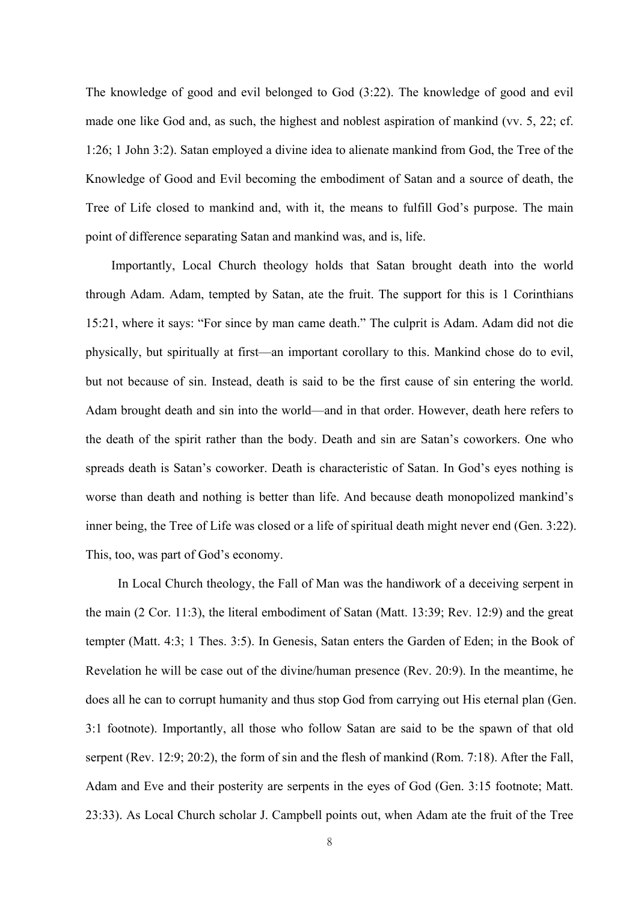The knowledge of good and evil belonged to God (3:22). The knowledge of good and evil made one like God and, as such, the highest and noblest aspiration of mankind (vv. 5, 22; cf. 1:26; 1 John 3:2). Satan employed a divine idea to alienate mankind from God, the Tree of the Knowledge of Good and Evil becoming the embodiment of Satan and a source of death, the Tree of Life closed to mankind and, with it, the means to fulfill God's purpose. The main point of difference separating Satan and mankind was, and is, life.

Importantly, Local Church theology holds that Satan brought death into the world through Adam. Adam, tempted by Satan, ate the fruit. The support for this is 1 Corinthians 15:21, where it says: "For since by man came death." The culprit is Adam. Adam did not die physically, but spiritually at first—an important corollary to this. Mankind chose do to evil, but not because of sin. Instead, death is said to be the first cause of sin entering the world. Adam brought death and sin into the world—and in that order. However, death here refers to the death of the spirit rather than the body. Death and sin are Satan's coworkers. One who spreads death is Satan's coworker. Death is characteristic of Satan. In God's eyes nothing is worse than death and nothing is better than life. And because death monopolized mankind's inner being, the Tree of Life was closed or a life of spiritual death might never end (Gen. 3:22). This, too, was part of God's economy.

In Local Church theology, the Fall of Man was the handiwork of a deceiving serpent in the main (2 Cor. 11:3), the literal embodiment of Satan (Matt. 13:39; Rev. 12:9) and the great tempter (Matt. 4:3; 1 Thes. 3:5). In Genesis, Satan enters the Garden of Eden; in the Book of Revelation he will be case out of the divine/human presence (Rev. 20:9). In the meantime, he does all he can to corrupt humanity and thus stop God from carrying out His eternal plan (Gen. 3:1 footnote). Importantly, all those who follow Satan are said to be the spawn of that old serpent (Rev. 12:9; 20:2), the form of sin and the flesh of mankind (Rom. 7:18). After the Fall, Adam and Eve and their posterity are serpents in the eyes of God (Gen. 3:15 footnote; Matt. 23:33). As Local Church scholar J. Campbell points out, when Adam ate the fruit of the Tree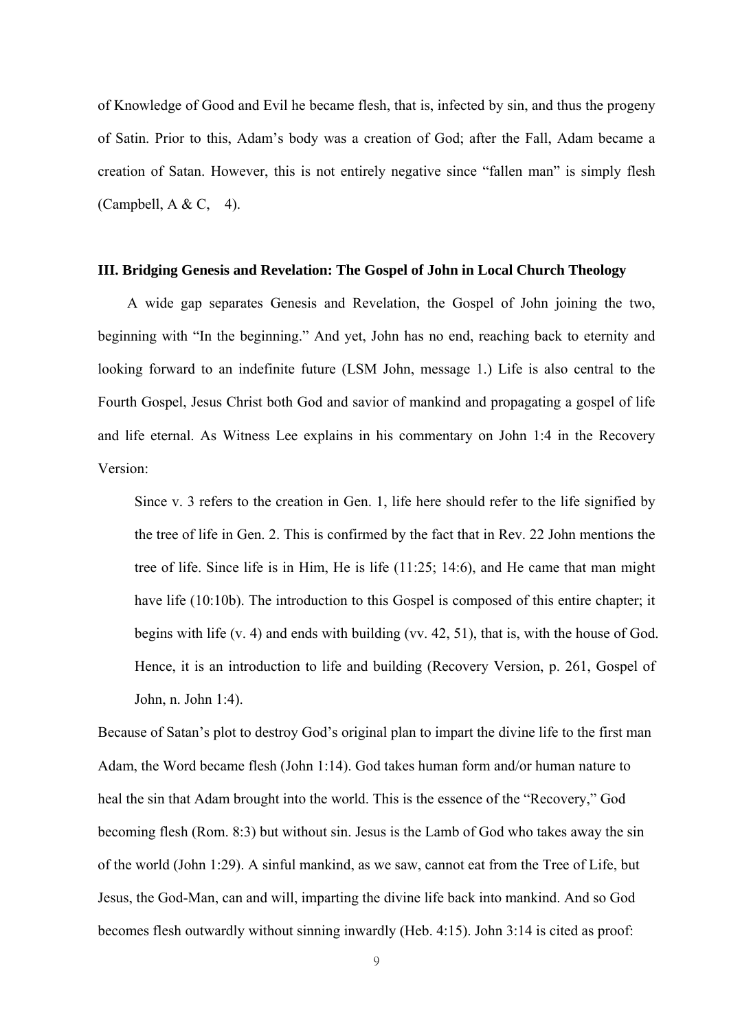of Knowledge of Good and Evil he became flesh, that is, infected by sin, and thus the progeny of Satin. Prior to this, Adam's body was a creation of God; after the Fall, Adam became a creation of Satan. However, this is not entirely negative since "fallen man" is simply flesh (Campbell, A & C, 4).

### III. Bridging Genesis and Revelation: The Gospel of John in Local Church Theology

A wide gap separates Genesis and Revelation, the Gospel of John joining the two, beginning with "In the beginning." And yet, John has no end, reaching back to eternity and looking forward to an indefinite future (LSM John, message 1.) Life is also central to the Fourth Gospel, Jesus Christ both God and savior of mankind and propagating a gospel of life and life eternal. As Witness Lee explains in his commentary on John 1:4 in the Recovery Version:

> Since v. 3 refers to the creation in Gen. 1, life here should refer to the life signified by the tree of life in Gen. 2. This is confirmed by the fact that in Rev. 22 John mentions the tree of life. Since life is in Him, He is life (11:25; 14:6), and He came that man might have life (10:10b). The introduction to this Gospel is composed of this entire chapter; it begins with life (v. 4) and ends with building (vv. 42, 51), that is, with the house of God. Hence, it is an introduction to life and building (Recovery Version, p. 261, Gospel of John, n. John 1:4).

Because of Satan's plot to destroy God's original plan to impart the divine life to the first man Adam, the Word became flesh (John 1:14). God takes human form and/or human nature to heal the sin that Adam brought into the world. This is the essence of the "Recovery," God becoming flesh (Rom. 8:3) but without sin. Jesus is the Lamb of God who takes away the sin of the world (John 1:29). A sinful mankind, as we saw, cannot eat from the Tree of Life, but Jesus, the God-Man, can and will, imparting the divine life back into mankind. And so God becomes flesh outwardly without sinning inwardly (Heb. 4:15). John 3:14 is cited as proof: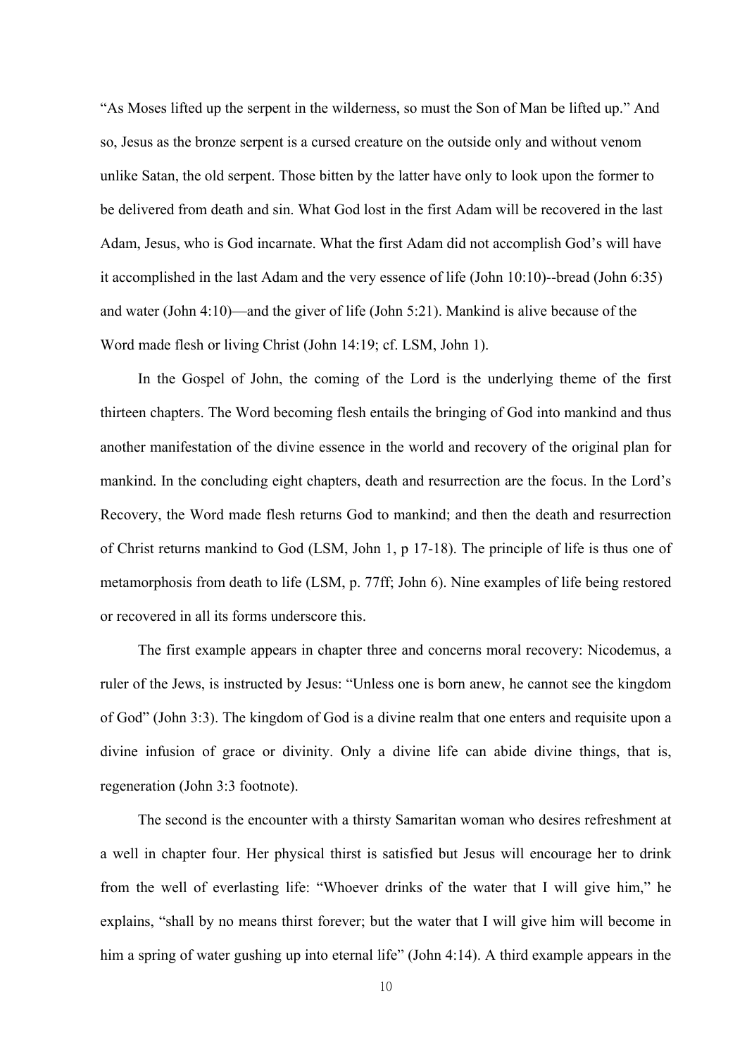“As Moses lifted up the serpent in the wilderness, so must the Son of Man be lifted up.” And so, Jesus as the bronze serpent is a cursed creature on the outside only and without venom unlike Satan, the old serpent. Those bitten by the latter have only to look upon the former to be delivered from death and sin. What God lost in the first Adam will be recovered in the last Adam, Jesus, who is God incarnate. What the first Adam did not accomplish God’s will have it accomplished in the last Adam and the very essence of life (John 10:10)--bread (John 6:35) and water (John 4:10)—and the giver of life (John 5:21). Mankind is alive because of the Word made flesh or living Christ (John 14:19; cf. LSM, John 1).

In the Gospel of John, the coming of the Lord is the underlying theme of the first thirteen chapters. The Word becoming flesh entails the bringing of God into mankind and thus another manifestation of the divine essence in the world and recovery of the original plan for mankind. In the concluding eight chapters, death and resurrection are the focus. In the Lord’s Recovery, the Word made flesh returns God to mankind; and then the death and resurrection of Christ returns mankind to God (LSM, John 1, p 17-18). The principle of life is thus one of metamorphosis from death to life (LSM, p. 77ff; John 6). Nine examples of life being restored or recovered in all its forms underscore this.

The first example appears in chapter three and concerns moral recovery: Nicodemus, a ruler of the Jews, is instructed by Jesus: “Unless one is born anew, he cannot see the kingdom of God” (John 3:3). The kingdom of God is a divine realm that one enters and requisite upon a divine infusion of grace or divinity. Only a divine life can abide divine things, that is, regeneration (John 3:3 footnote).

The second is the encounter with a thirsty Samaritan woman who desires refreshment at a well in chapter four. Her physical thirst is satisfied but Jesus will encourage her to drink from the well of everlasting life: “Whoever drinks of the water that I will give him,” he explains, “shall by no means thirst forever; but the water that I will give him will become in him a spring of water gushing up into eternal life” (John 4:14). A third example appears in the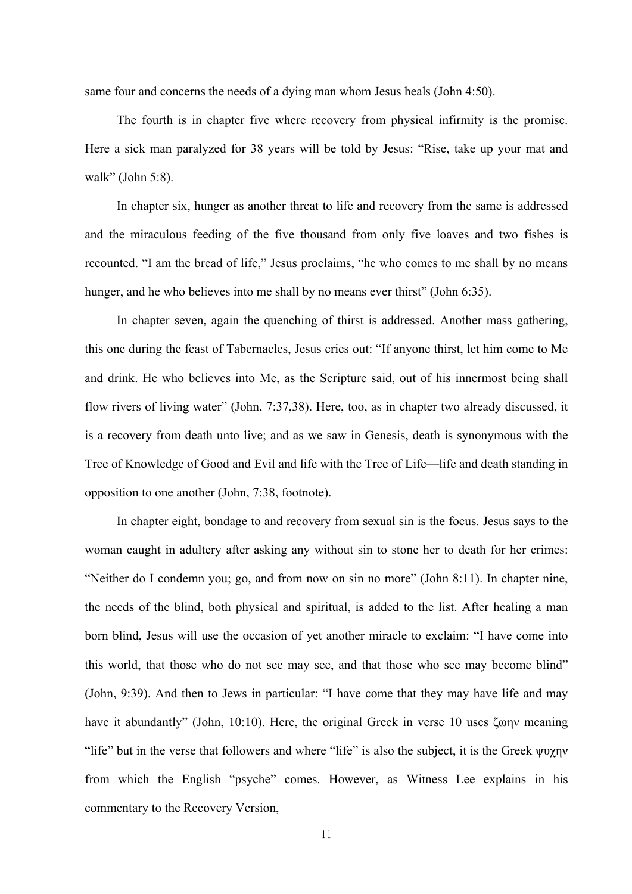same four and concerns the needs of a dying man whom Jesus heals (John 4:50).

The fourth is in chapter five where recovery from physical infirmity is the promise. Here a sick man paralyzed for 38 years will be told by Jesus: “Rise, take up your mat and walk” (John 5:8).

In chapter six, hunger as another threat to life and recovery from the same is addressed and the miraculous feeding of the five thousand from only five loaves and two fishes is recounted. “I am the bread of life,” Jesus proclaims, “he who comes to me shall by no means hunger, and he who believes into me shall by no means ever thirst” (John 6:35).

In chapter seven, again the quenching of thirst is addressed. Another mass gathering, this one during the feast of Tabernacles, Jesus cries out: “If anyone thirst, let him come to Me and drink. He who believes into Me, as the Scripture said, out of his innermost being shall flow rivers of living water” (John, 7:37,38). Here, too, as in chapter two already discussed, it is a recovery from death unto live; and as we saw in Genesis, death is synonymous with the Tree of Knowledge of Good and Evil and life with the Tree of Life—life and death standing in opposition to one another (John, 7:38, footnote).

In chapter eight, bondage to and recovery from sexual sin is the focus. Jesus says to the woman caught in adultery after asking any without sin to stone her to death for her crimes: “Neither do I condemn you; go, and from now on sin no more” (John 8:11). In chapter nine, the needs of the blind, both physical and spiritual, is added to the list. After healing a man born blind, Jesus will use the occasion of yet another miracle to exclaim: “I have come into this world, that those who do not see may see, and that those who see may become blind” (John, 9:39). And then to Jews in particular: “I have come that they may have life and may have it abundantly” (John, 10:10). Here, the original Greek in verse 10 uses ζωην meaning “life” but in the verse that followers and where “life” is also the subject, it is the Greek ψυχην from which the English “psyche” comes. However, as Witness Lee explains in his commentary to the Recovery Version,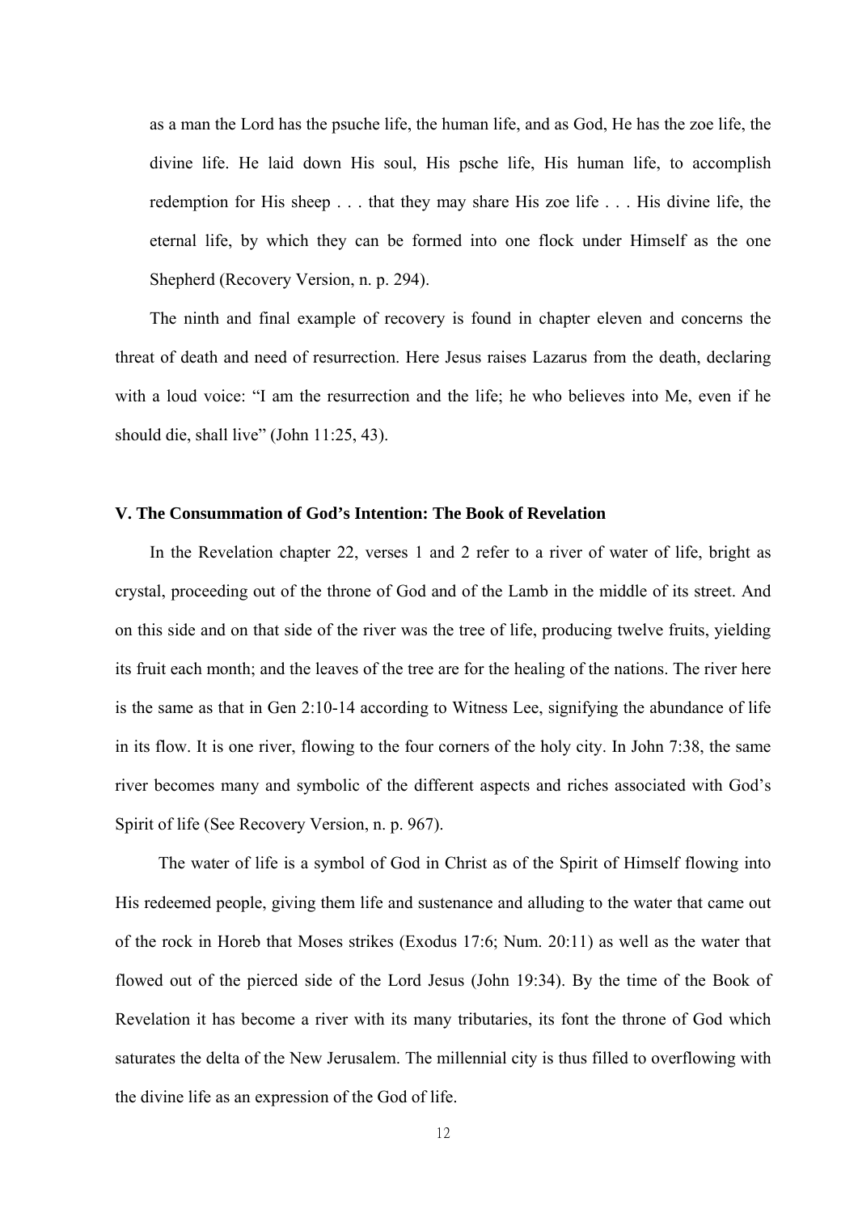> as a man the Lord has the psuche life, the human life, and as God, He has the zoe life, the divine life. He laid down His soul, His psche life, His human life, to accomplish redemption for His sheep . . . that they may share His zoe life . . . His divine life, the eternal life, by which they can be formed into one flock under Himself as the one Shepherd (Recovery Version, n. p. 294).

The ninth and final example of recovery is found in chapter eleven and concerns the threat of death and need of resurrection. Here Jesus raises Lazarus from the death, declaring with a loud voice: "I am the resurrection and the life; he who believes into Me, even if he should die, shall live" (John 11:25, 43).

### V. The Consummation of God's Intention: The Book of Revelation

In the Revelation chapter 22, verses 1 and 2 refer to a river of water of life, bright as crystal, proceeding out of the throne of God and of the Lamb in the middle of its street. And on this side and on that side of the river was the tree of life, producing twelve fruits, yielding its fruit each month; and the leaves of the tree are for the healing of the nations. The river here is the same as that in Gen 2:10-14 according to Witness Lee, signifying the abundance of life in its flow. It is one river, flowing to the four corners of the holy city. In John 7:38, the same river becomes many and symbolic of the different aspects and riches associated with God's Spirit of life (See Recovery Version, n. p. 967).

The water of life is a symbol of God in Christ as of the Spirit of Himself flowing into His redeemed people, giving them life and sustenance and alluding to the water that came out of the rock in Horeb that Moses strikes (Exodus 17:6; Num. 20:11) as well as the water that flowed out of the pierced side of the Lord Jesus (John 19:34). By the time of the Book of Revelation it has become a river with its many tributaries, its font the throne of God which saturates the delta of the New Jerusalem. The millennial city is thus filled to overflowing with the divine life as an expression of the God of life.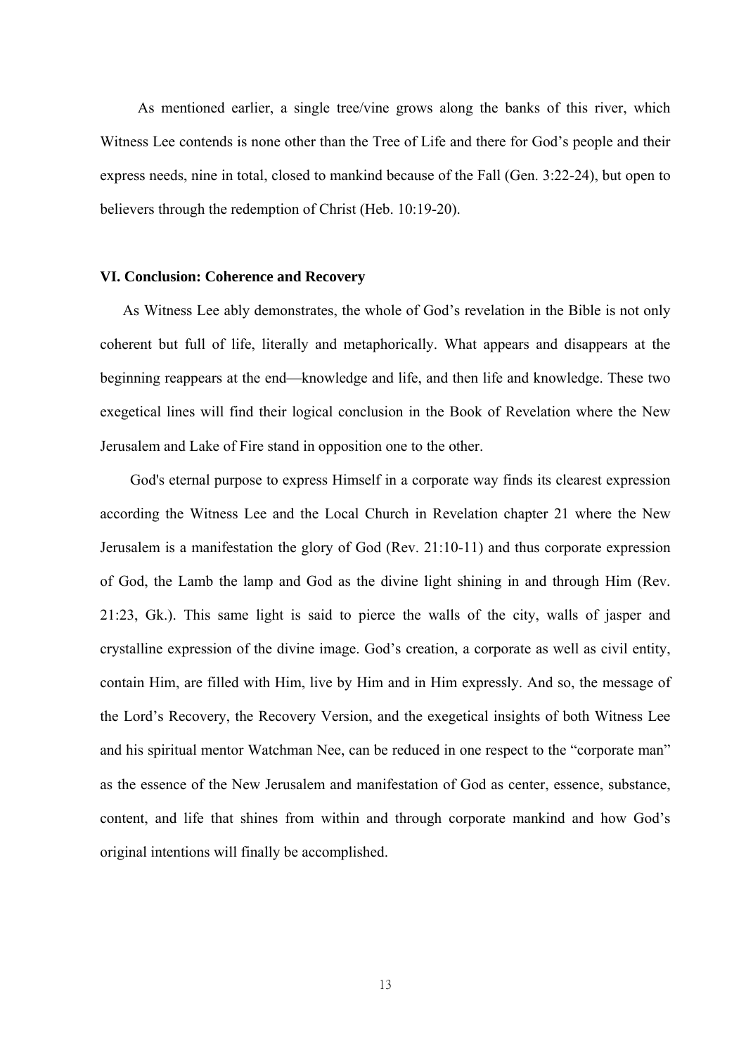As mentioned earlier, a single tree/vine grows along the banks of this river, which Witness Lee contends is none other than the Tree of Life and there for God's people and their express needs, nine in total, closed to mankind because of the Fall (Gen. 3:22-24), but open to believers through the redemption of Christ (Heb. 10:19-20).

**VI. Conclusion: Coherence and Recovery**

As Witness Lee ably demonstrates, the whole of God's revelation in the Bible is not only coherent but full of life, literally and metaphorically. What appears and disappears at the beginning reappears at the end—knowledge and life, and then life and knowledge. These two exegetical lines will find their logical conclusion in the Book of Revelation where the New Jerusalem and Lake of Fire stand in opposition one to the other.

God's eternal purpose to express Himself in a corporate way finds its clearest expression according the Witness Lee and the Local Church in Revelation chapter 21 where the New Jerusalem is a manifestation the glory of God (Rev. 21:10-11) and thus corporate expression of God, the Lamb the lamp and God as the divine light shining in and through Him (Rev. 21:23, Gk.). This same light is said to pierce the walls of the city, walls of jasper and crystalline expression of the divine image. God's creation, a corporate as well as civil entity, contain Him, are filled with Him, live by Him and in Him expressly. And so, the message of the Lord's Recovery, the Recovery Version, and the exegetical insights of both Witness Lee and his spiritual mentor Watchman Nee, can be reduced in one respect to the "corporate man" as the essence of the New Jerusalem and manifestation of God as center, essence, substance, content, and life that shines from within and through corporate mankind and how God's original intentions will finally be accomplished.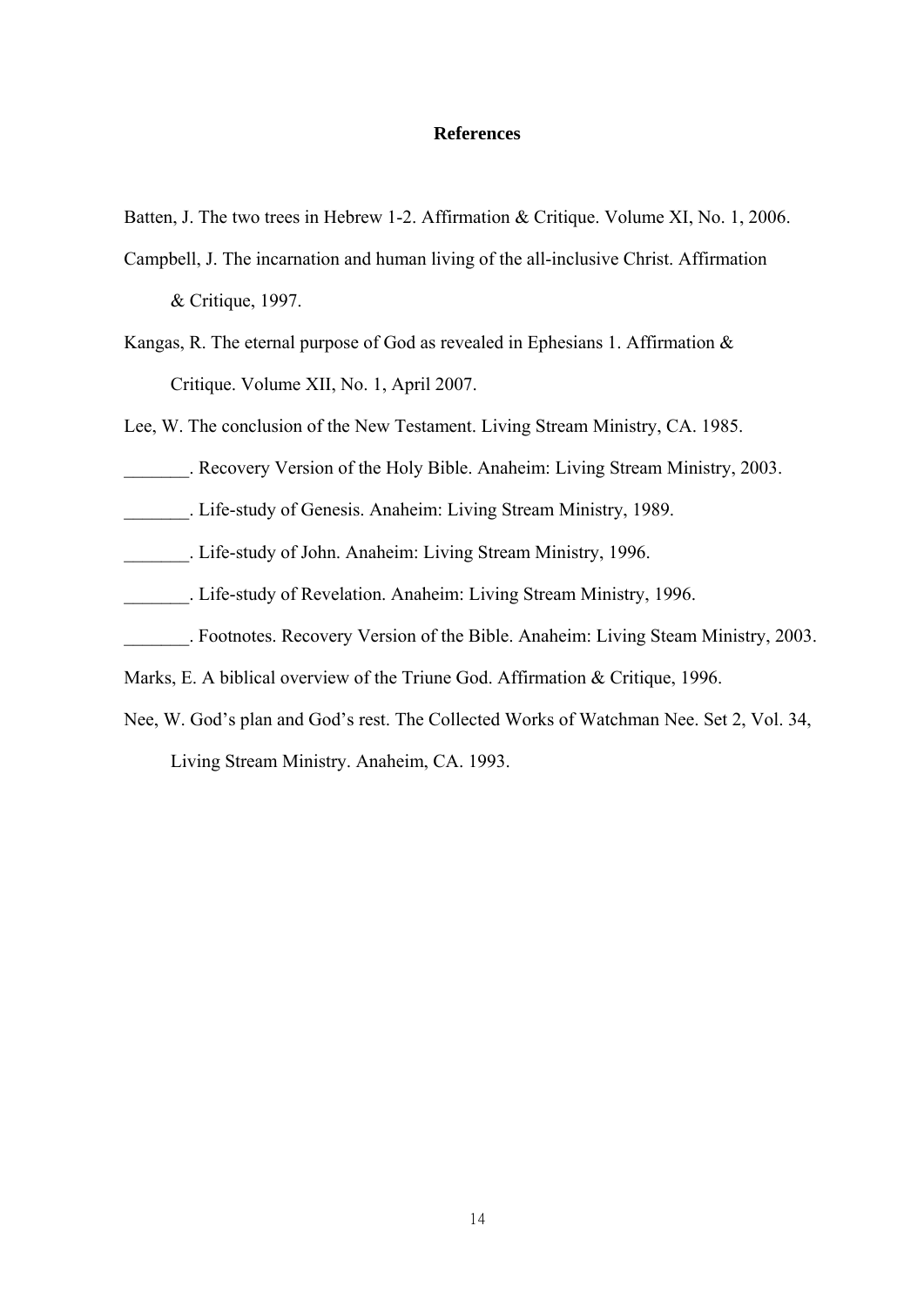## References

Batten, J. The two trees in Hebrew 1-2. Affirmation & Critique. Volume XI, No. 1, 2006.

Campbell, J. The incarnation and human living of the all-inclusive Christ. Affirmation & Critique, 1997.

Kangas, R. The eternal purpose of God as revealed in Ephesians 1. Affirmation & Critique. Volume XII, No. 1, April 2007.

Lee, W. The conclusion of the New Testament. Living Stream Ministry, CA. 1985.

_______. Recovery Version of the Holy Bible. Anaheim: Living Stream Ministry, 2003.

_______. Life-study of Genesis. Anaheim: Living Stream Ministry, 1989.

_______. Life-study of John. Anaheim: Living Stream Ministry, 1996.

_______. Life-study of Revelation. Anaheim: Living Stream Ministry, 1996.

_______. Footnotes. Recovery Version of the Bible. Anaheim: Living Steam Ministry, 2003.

Marks, E. A biblical overview of the Triune God. Affirmation & Critique, 1996.

Nee, W. God's plan and God's rest. The Collected Works of Watchman Nee. Set 2, Vol. 34, Living Stream Ministry. Anaheim, CA. 1993.